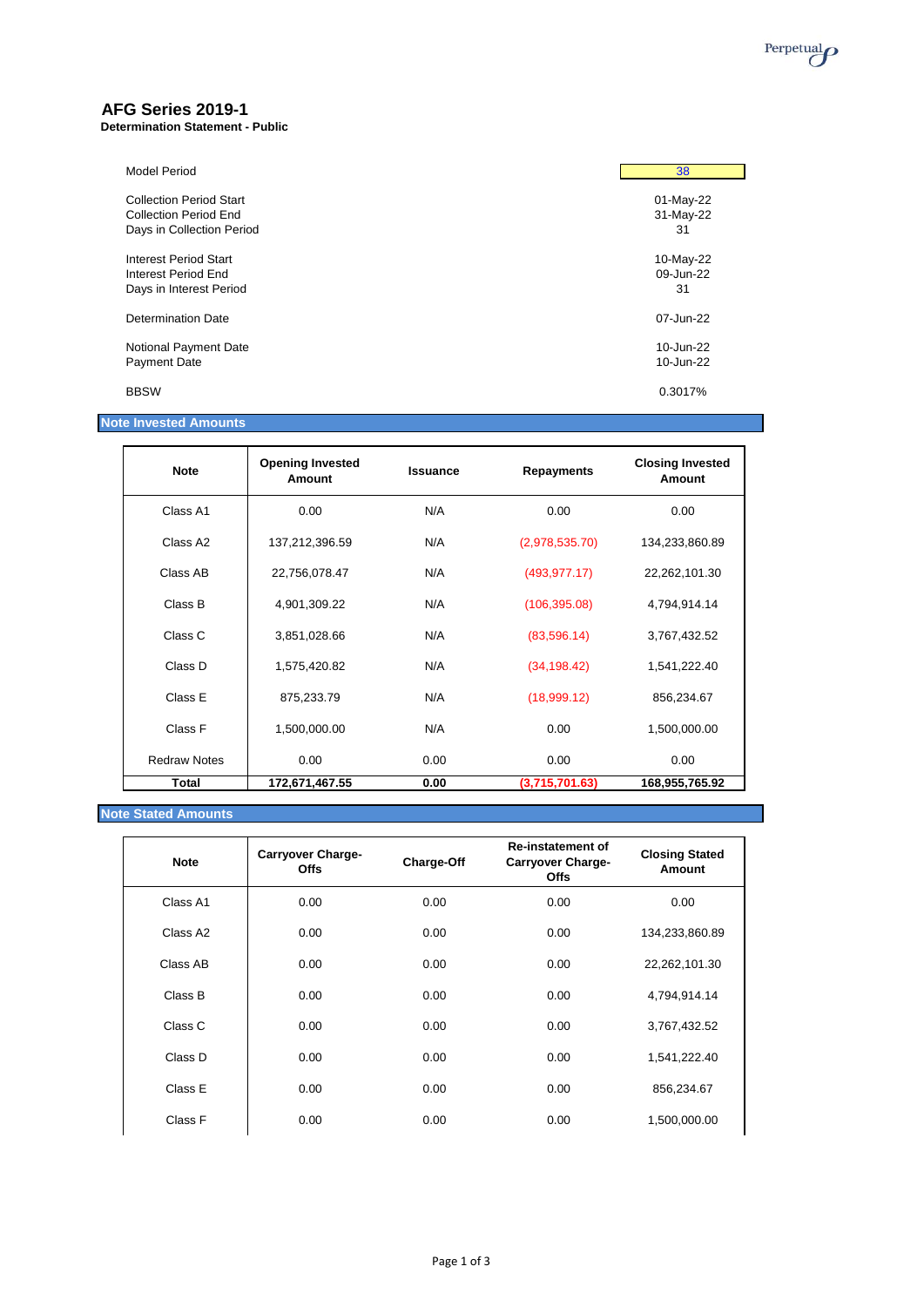Perpetual

# AFG Series 2019-1

**Determination Statement - Public**

| | |
|---|---|
| Model Period | 38 |
| Collection Period Start | 01-May-22 |
| Collection Period End | 31-May-22 |
| Days in Collection Period | 31 |
| Interest Period Start | 10-May-22 |
| Interest Period End | 09-Jun-22 |
| Days in Interest Period | 31 |
| Determination Date | 07-Jun-22 |
| Notional Payment Date | 10-Jun-22 |
| Payment Date | 10-Jun-22 |
| BBSW | 0.3017% |

## Note Invested Amounts

| Note | Opening Invested Amount | Issuance | Repayments | Closing Invested Amount |
|---|---|---|---|---|
| Class A1 | 0.00 | N/A | 0.00 | 0.00 |
| Class A2 | 137,212,396.59 | N/A | (2,978,535.70) | 134,233,860.89 |
| Class AB | 22,756,078.47 | N/A | (493,977.17) | 22,262,101.30 |
| Class B | 4,901,309.22 | N/A | (106,395.08) | 4,794,914.14 |
| Class C | 3,851,028.66 | N/A | (83,596.14) | 3,767,432.52 |
| Class D | 1,575,420.82 | N/A | (34,198.42) | 1,541,222.40 |
| Class E | 875,233.79 | N/A | (18,999.12) | 856,234.67 |
| Class F | 1,500,000.00 | N/A | 0.00 | 1,500,000.00 |
| Redraw Notes | 0.00 | 0.00 | 0.00 | 0.00 |
| **Total** | **172,671,467.55** | **0.00** | **(3,715,701.63)** | **168,955,765.92** |

## Note Stated Amounts

| Note | Carryover Charge-Offs | Charge-Off | Re-instatement of Carryover Charge-Offs | Closing Stated Amount |
|---|---|---|---|---|
| Class A1 | 0.00 | 0.00 | 0.00 | 0.00 |
| Class A2 | 0.00 | 0.00 | 0.00 | 134,233,860.89 |
| Class AB | 0.00 | 0.00 | 0.00 | 22,262,101.30 |
| Class B | 0.00 | 0.00 | 0.00 | 4,794,914.14 |
| Class C | 0.00 | 0.00 | 0.00 | 3,767,432.52 |
| Class D | 0.00 | 0.00 | 0.00 | 1,541,222.40 |
| Class E | 0.00 | 0.00 | 0.00 | 856,234.67 |
| Class F | 0.00 | 0.00 | 0.00 | 1,500,000.00 |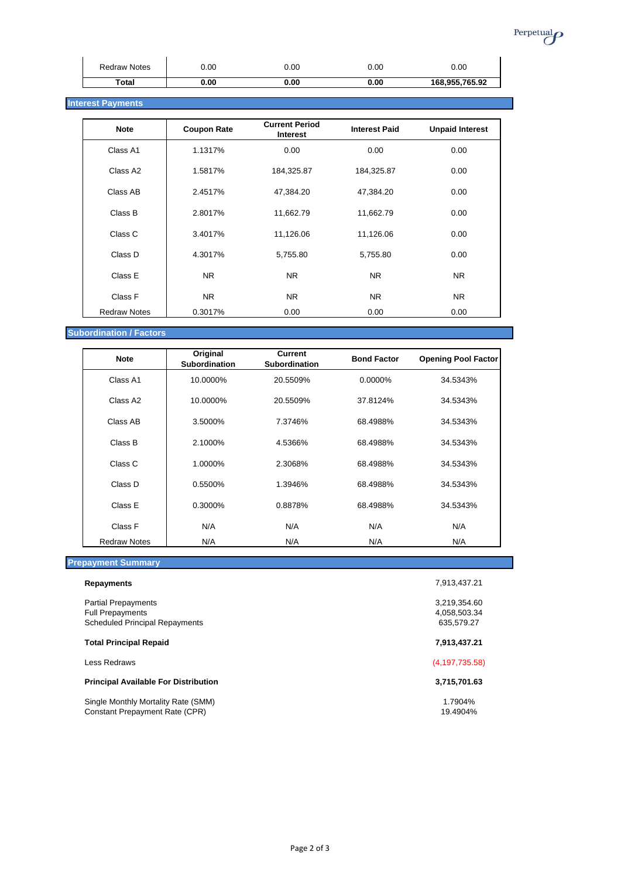| | | | | |
|---|---|---|---|---|
| Redraw Notes | 0.00 | 0.00 | 0.00 | 0.00 |
| **Total** | **0.00** | **0.00** | **0.00** | **168,955,765.92** |

## Interest Payments

| Note | Coupon Rate | Current Period Interest | Interest Paid | Unpaid Interest |
|---|---|---|---|---|
| Class A1 | 1.1317% | 0.00 | 0.00 | 0.00 |
| Class A2 | 1.5817% | 184,325.87 | 184,325.87 | 0.00 |
| Class AB | 2.4517% | 47,384.20 | 47,384.20 | 0.00 |
| Class B | 2.8017% | 11,662.79 | 11,662.79 | 0.00 |
| Class C | 3.4017% | 11,126.06 | 11,126.06 | 0.00 |
| Class D | 4.3017% | 5,755.80 | 5,755.80 | 0.00 |
| Class E | NR | NR | NR | NR |
| Class F | NR | NR | NR | NR |
| Redraw Notes | 0.3017% | 0.00 | 0.00 | 0.00 |

## Subordination / Factors

| Note | Original Subordination | Current Subordination | Bond Factor | Opening Pool Factor |
|---|---|---|---|---|
| Class A1 | 10.0000% | 20.5509% | 0.0000% | 34.5343% |
| Class A2 | 10.0000% | 20.5509% | 37.8124% | 34.5343% |
| Class AB | 3.5000% | 7.3746% | 68.4988% | 34.5343% |
| Class B | 2.1000% | 4.5366% | 68.4988% | 34.5343% |
| Class C | 1.0000% | 2.3068% | 68.4988% | 34.5343% |
| Class D | 0.5500% | 1.3946% | 68.4988% | 34.5343% |
| Class E | 0.3000% | 0.8878% | 68.4988% | 34.5343% |
| Class F | N/A | N/A | N/A | N/A |
| Redraw Notes | N/A | N/A | N/A | N/A |

## Prepayment Summary

| | |
|---|---|
| **Repayments** | 7,913,437.21 |
| Partial Prepayments | 3,219,354.60 |
| Full Prepayments | 4,058,503.34 |
| Scheduled Principal Repayments | 635,579.27 |
| **Total Principal Repaid** | **7,913,437.21** |
| Less Redraws | (4,197,735.58) |
| **Principal Available For Distribution** | **3,715,701.63** |
| Single Monthly Mortality Rate (SMM) | 1.7904% |
| Constant Prepayment Rate (CPR) | 19.4904% |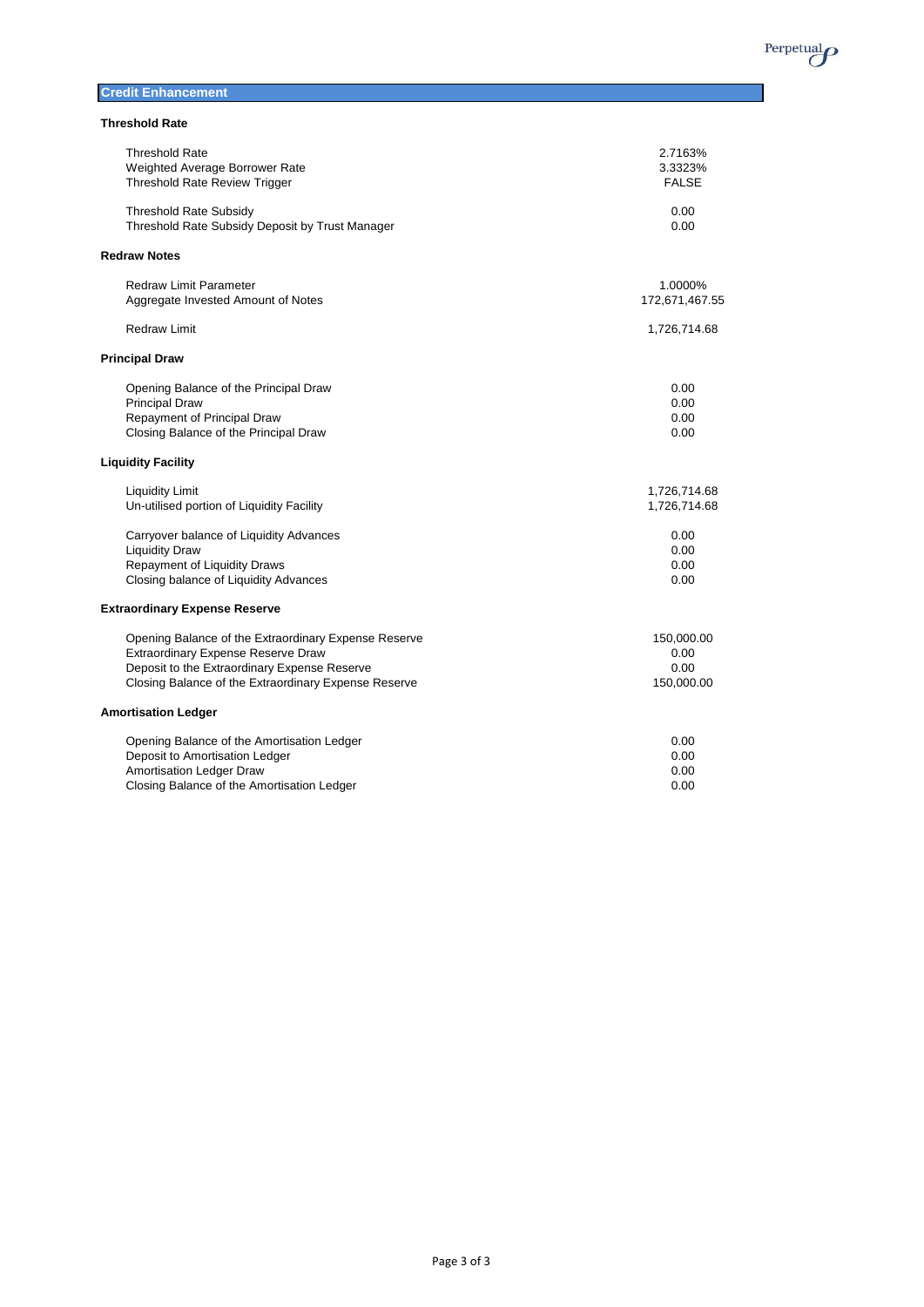## Credit Enhancement

### Threshold Rate

| | |
|---|---|
| Threshold Rate | 2.7163% |
| Weighted Average Borrower Rate | 3.3323% |
| Threshold Rate Review Trigger | FALSE |
| Threshold Rate Subsidy | 0.00 |
| Threshold Rate Subsidy Deposit by Trust Manager | 0.00 |

### Redraw Notes

| | |
|---|---|
| Redraw Limit Parameter | 1.0000% |
| Aggregate Invested Amount of Notes | 172,671,467.55 |
| Redraw Limit | 1,726,714.68 |

### Principal Draw

| | |
|---|---|
| Opening Balance of the Principal Draw | 0.00 |
| Principal Draw | 0.00 |
| Repayment of Principal Draw | 0.00 |
| Closing Balance of the Principal Draw | 0.00 |

### Liquidity Facility

| | |
|---|---|
| Liquidity Limit | 1,726,714.68 |
| Un-utilised portion of Liquidity Facility | 1,726,714.68 |
| Carryover balance of Liquidity Advances | 0.00 |
| Liquidity Draw | 0.00 |
| Repayment of Liquidity Draws | 0.00 |
| Closing balance of Liquidity Advances | 0.00 |

### Extraordinary Expense Reserve

| | |
|---|---|
| Opening Balance of the Extraordinary Expense Reserve | 150,000.00 |
| Extraordinary Expense Reserve Draw | 0.00 |
| Deposit to the Extraordinary Expense Reserve | 0.00 |
| Closing Balance of the Extraordinary Expense Reserve | 150,000.00 |

### Amortisation Ledger

| | |
|---|---|
| Opening Balance of the Amortisation Ledger | 0.00 |
| Deposit to Amortisation Ledger | 0.00 |
| Amortisation Ledger Draw | 0.00 |
| Closing Balance of the Amortisation Ledger | 0.00 |